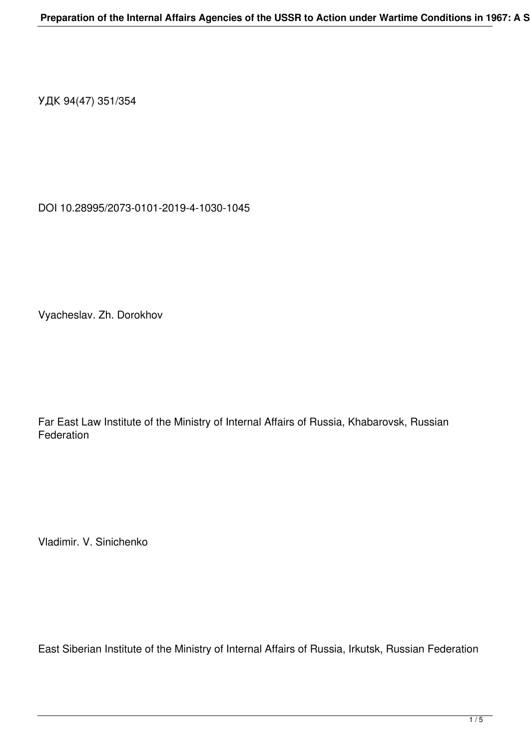УДК 94(47) 351/354

DOI 10.28995/2073-0101-2019-4-1030-1045

Vyacheslav. Zh. Dorokhov

Far East Law Institute of the Ministry of Internal Affairs of Russia, Khabarovsk, Russian Federation

Vladimir. V. Sinichenko

East Siberian Institute of the Ministry of Internal Affairs of Russia, Irkutsk, Russian Federation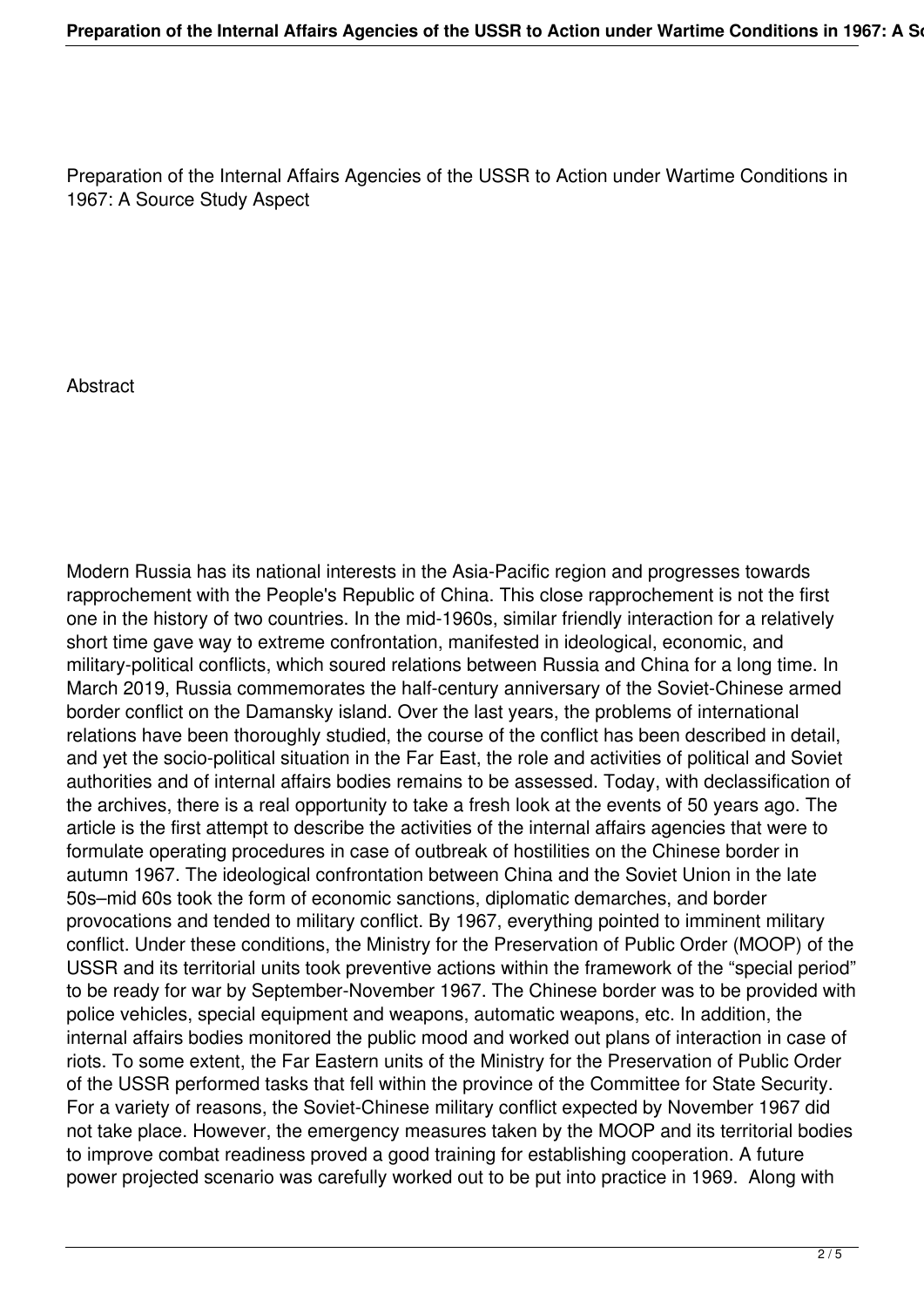Preparation of the Internal Affairs Agencies of the USSR to Action under Wartime Conditions in 1967: A Source Study Aspect

## Abstract

Modern Russia has its national interests in the Asia-Pacific region and progresses towards rapprochement with the People's Republic of China. This close rapprochement is not the first one in the history of two countries. In the mid-1960s, similar friendly interaction for a relatively short time gave way to extreme confrontation, manifested in ideological, economic, and military-political conflicts, which soured relations between Russia and China for a long time. In March 2019, Russia commemorates the half-century anniversary of the Soviet-Chinese armed border conflict on the Damansky island. Over the last years, the problems of international relations have been thoroughly studied, the course of the conflict has been described in detail, and yet the socio-political situation in the Far East, the role and activities of political and Soviet authorities and of internal affairs bodies remains to be assessed. Today, with declassification of the archives, there is a real opportunity to take a fresh look at the events of 50 years ago. The article is the first attempt to describe the activities of the internal affairs agencies that were to formulate operating procedures in case of outbreak of hostilities on the Chinese border in autumn 1967. The ideological confrontation between China and the Soviet Union in the late 50s–mid 60s took the form of economic sanctions, diplomatic demarches, and border provocations and tended to military conflict. By 1967, everything pointed to imminent military conflict. Under these conditions, the Ministry for the Preservation of Public Order (MOOP) of the USSR and its territorial units took preventive actions within the framework of the “special period” to be ready for war by September-November 1967. The Chinese border was to be provided with police vehicles, special equipment and weapons, automatic weapons, etc. In addition, the internal affairs bodies monitored the public mood and worked out plans of interaction in case of riots. To some extent, the Far Eastern units of the Ministry for the Preservation of Public Order of the USSR performed tasks that fell within the province of the Committee for State Security. For a variety of reasons, the Soviet-Chinese military conflict expected by November 1967 did not take place. However, the emergency measures taken by the MOOP and its territorial bodies to improve combat readiness proved a good training for establishing cooperation. A future power projected scenario was carefully worked out to be put into practice in 1969. Along with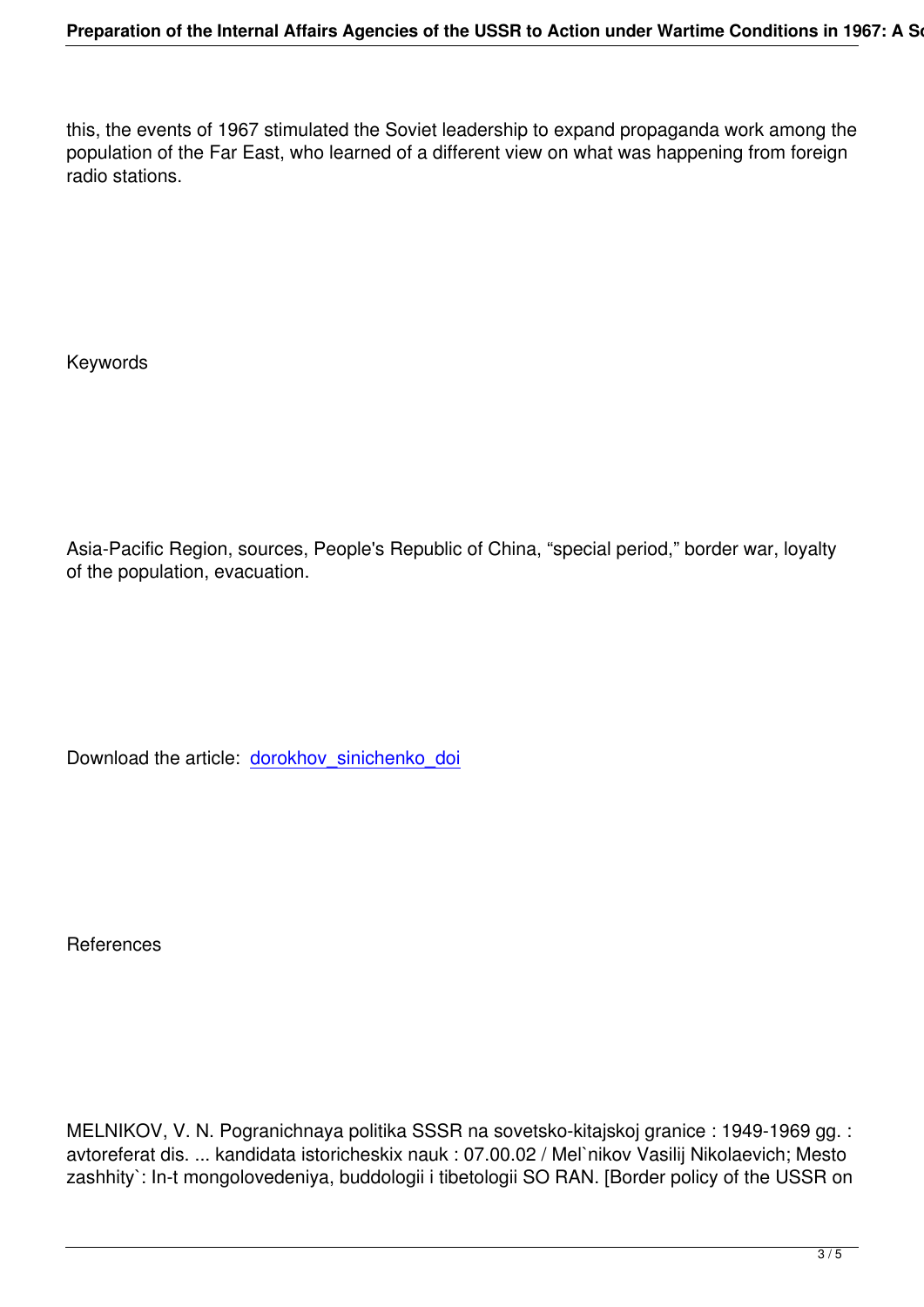this, the events of 1967 stimulated the Soviet leadership to expand propaganda work among the population of the Far East, who learned of a different view on what was happening from foreign radio stations.

## Keywords

Asia-Pacific Region, sources, People's Republic of China, “special period,” border war, loyalty of the population, evacuation.

Download the article: dorokhov_sinichenko_doi

## References

MELNIKOV, V. N. Pogranichnaya politika SSSR na sovetsko-kitajskoj granice : 1949-1969 gg. : avtoreferat dis. ... kandidata istoricheskix nauk : 07.00.02 / Mel`nikov Vasilij Nikolaevich; Mesto zashhity`: In-t mongolovedeniya, buddologii i tibetologii SO RAN. [Border policy of the USSR on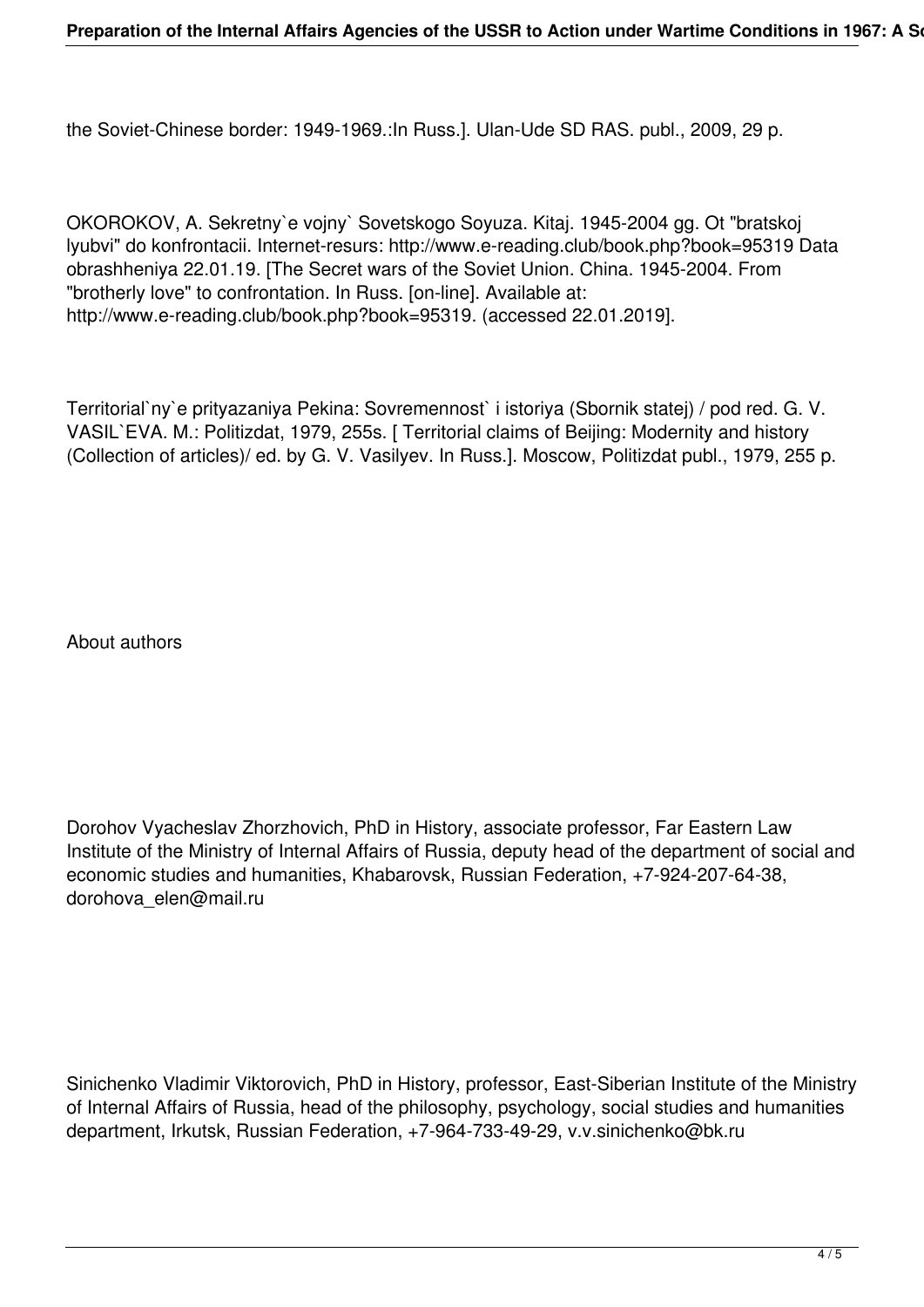the Soviet-Chinese border: 1949-1969.:In Russ.]. Ulan-Ude SD RAS. publ., 2009, 29 p.

OKOROKOV, A. Sekretny`e vojny` Sovetskogo Soyuza. Kitaj. 1945-2004 gg. Ot "bratskoj lyubvi" do konfrontacii. Internet-resurs: http://www.e-reading.club/book.php?book=95319 Data obrashheniya 22.01.19. [The Secret wars of the Soviet Union. China. 1945-2004. From "brotherly love" to confrontation. In Russ. [on-line]. Available at: http://www.e-reading.club/book.php?book=95319. (accessed 22.01.2019].

Territorial`ny`e prityazaniya Pekina: Sovremennost` i istoriya (Sbornik statej) / pod red. G. V. VASIL`EVA. M.: Politizdat, 1979, 255s. [ Territorial claims of Beijing: Modernity and history (Collection of articles)/ ed. by G. V. Vasilyev. In Russ.]. Moscow, Politizdat publ., 1979, 255 p.

## About authors

Dorohov Vyacheslav Zhorzhovich, PhD in History, associate professor, Far Eastern Law Institute of the Ministry of Internal Affairs of Russia, deputy head of the department of social and economic studies and humanities, Khabarovsk, Russian Federation, +7-924-207-64-38, dorohova_elen@mail.ru

Sinichenko Vladimir Viktorovich, PhD in History, professor, East-Siberian Institute of the Ministry of Internal Affairs of Russia, head of the philosophy, psychology, social studies and humanities department, Irkutsk, Russian Federation, +7-964-733-49-29, v.v.sinichenko@bk.ru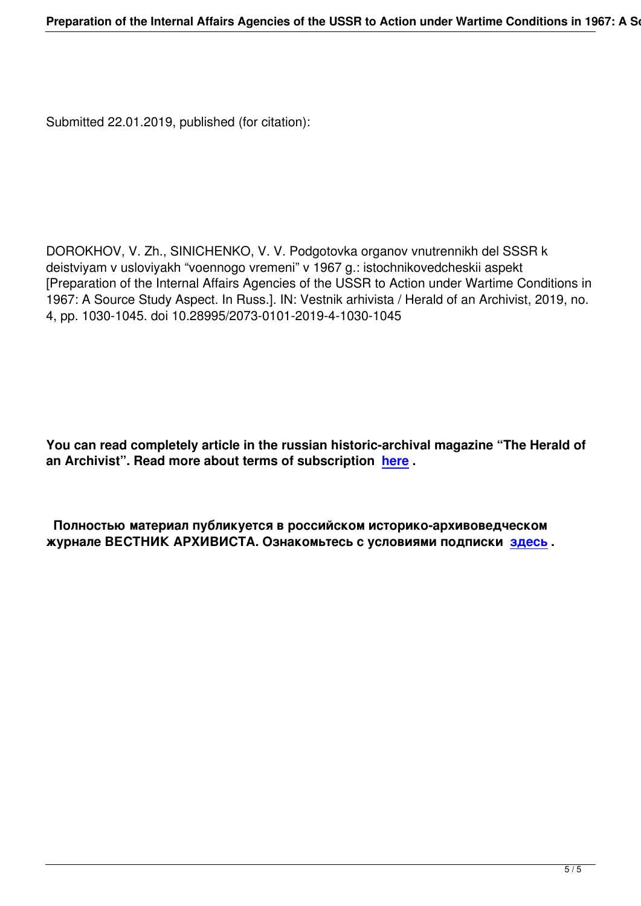Submitted 22.01.2019, published (for citation):

DOROKHOV, V. Zh., SINICHENKO, V. V. Podgotovka organov vnutrennikh del SSSR k deistviyam v usloviyakh "voennogo vremeni" v 1967 g.: istochnikovedcheskii aspekt [Preparation of the Internal Affairs Agencies of the USSR to Action under Wartime Conditions in 1967: A Source Study Aspect. In Russ.]. IN: Vestnik arhivista / Herald of an Archivist, 2019, no. 4, pp. 1030-1045. doi 10.28995/2073-0101-2019-4-1030-1045

**You can read completely article in the russian historic-archival magazine "The Herald of an Archivist". Read more about terms of subscription here .**

**Полностью материал публикуется в российском историко-архивоведческом журнале ВЕСТНИК АРХИВИСТА. Ознакомьтесь с условиями подписки здесь .**